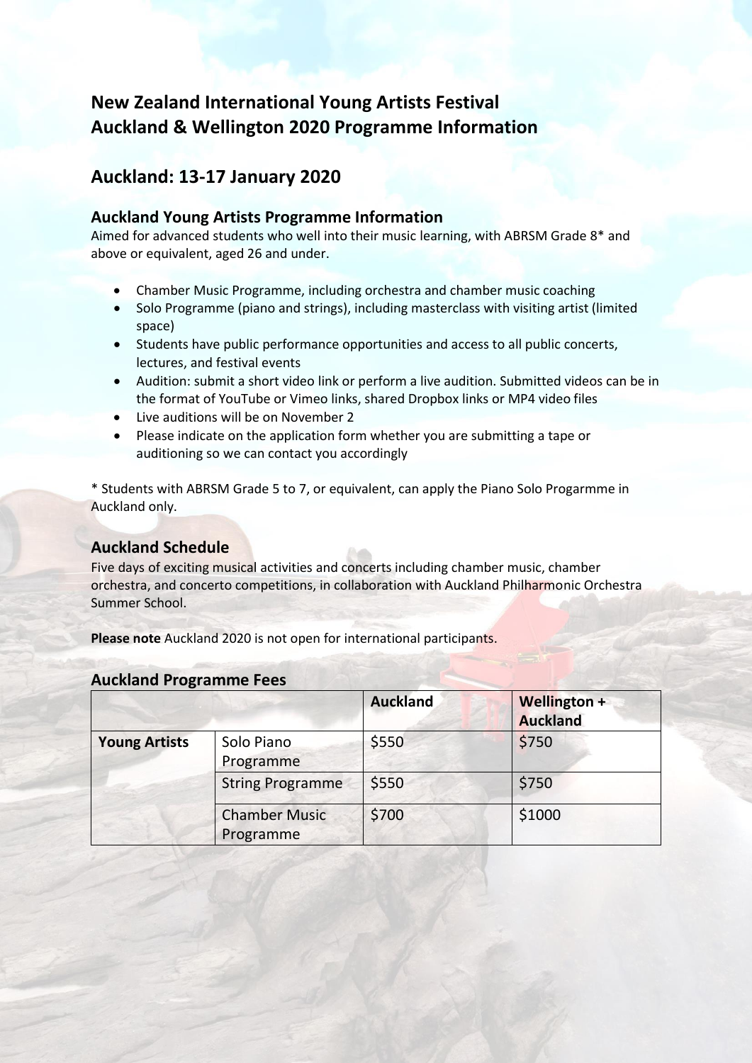# New Zealand International Young Artists Festival
# Auckland & Wellington 2020 Programme Information

## Auckland: 13-17 January 2020

### Auckland Young Artists Programme Information

Aimed for advanced students who well into their music learning, with ABRSM Grade 8* and above or equivalent, aged 26 and under.

- Chamber Music Programme, including orchestra and chamber music coaching
- Solo Programme (piano and strings), including masterclass with visiting artist (limited space)
- Students have public performance opportunities and access to all public concerts, lectures, and festival events
- Audition: submit a short video link or perform a live audition. Submitted videos can be in the format of YouTube or Vimeo links, shared Dropbox links or MP4 video files
- Live auditions will be on November 2
- Please indicate on the application form whether you are submitting a tape or auditioning so we can contact you accordingly

* Students with ABRSM Grade 5 to 7, or equivalent, can apply the Piano Solo Progarmme in Auckland only.

### Auckland Schedule

Five days of exciting musical activities and concerts including chamber music, chamber orchestra, and concerto competitions, in collaboration with Auckland Philharmonic Orchestra Summer School.

**Please note** Auckland 2020 is not open for international participants.

### Auckland Programme Fees

| | | Auckland | Wellington + Auckland |
|---|---|---|---|
| **Young Artists** | Solo Piano Programme | $550 | $750 |
| | String Programme | $550 | $750 |
| | Chamber Music Programme | $700 | $1000 |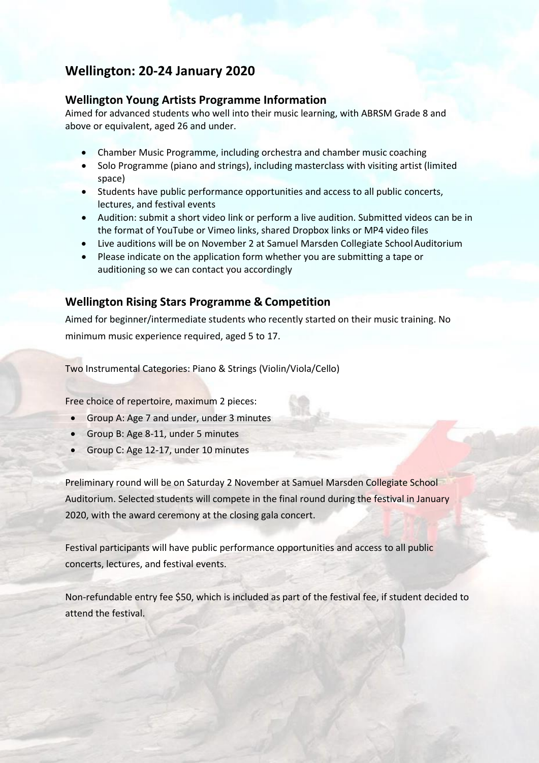# Wellington: 20-24 January 2020

## Wellington Young Artists Programme Information

Aimed for advanced students who well into their music learning, with ABRSM Grade 8 and above or equivalent, aged 26 and under.

- Chamber Music Programme, including orchestra and chamber music coaching
- Solo Programme (piano and strings), including masterclass with visiting artist (limited space)
- Students have public performance opportunities and access to all public concerts, lectures, and festival events
- Audition: submit a short video link or perform a live audition. Submitted videos can be in the format of YouTube or Vimeo links, shared Dropbox links or MP4 video files
- Live auditions will be on November 2 at Samuel Marsden Collegiate School Auditorium
- Please indicate on the application form whether you are submitting a tape or auditioning so we can contact you accordingly

## Wellington Rising Stars Programme & Competition

Aimed for beginner/intermediate students who recently started on their music training. No minimum music experience required, aged 5 to 17.

Two Instrumental Categories: Piano & Strings (Violin/Viola/Cello)

Free choice of repertoire, maximum 2 pieces:

- Group A: Age 7 and under, under 3 minutes
- Group B: Age 8-11, under 5 minutes
- Group C: Age 12-17, under 10 minutes

Preliminary round will be on Saturday 2 November at Samuel Marsden Collegiate School Auditorium. Selected students will compete in the final round during the festival in January 2020, with the award ceremony at the closing gala concert.

Festival participants will have public performance opportunities and access to all public concerts, lectures, and festival events.

Non-refundable entry fee $50, which is included as part of the festival fee, if student decided to attend the festival.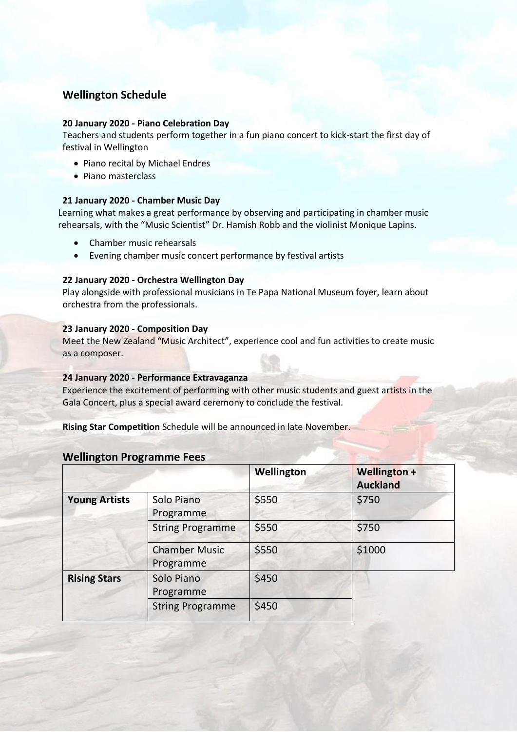## Wellington Schedule

**20 January 2020 - Piano Celebration Day**

Teachers and students perform together in a fun piano concert to kick-start the first day of festival in Wellington

- Piano recital by Michael Endres
- Piano masterclass

**21 January 2020 - Chamber Music Day**

Learning what makes a great performance by observing and participating in chamber music rehearsals, with the "Music Scientist" Dr. Hamish Robb and the violinist Monique Lapins.

- Chamber music rehearsals
- Evening chamber music concert performance by festival artists

**22 January 2020 - Orchestra Wellington Day**

Play alongside with professional musicians in Te Papa National Museum foyer, learn about orchestra from the professionals.

**23 January 2020 - Composition Day**

Meet the New Zealand "Music Architect", experience cool and fun activities to create music as a composer.

**24 January 2020 - Performance Extravaganza**

Experience the excitement of performing with other music students and guest artists in the Gala Concert, plus a special award ceremony to conclude the festival.

**Rising Star Competition** Schedule will be announced in late November.

## Wellington Programme Fees

| | | Wellington | Wellington + Auckland |
|---|---|---|---|
| **Young Artists** | Solo Piano Programme | $550 | $750 |
| | String Programme | $550 | $750 |
| | Chamber Music Programme | $550 | $1000 |
| **Rising Stars** | Solo Piano Programme | $450 | |
| | String Programme | $450 | |